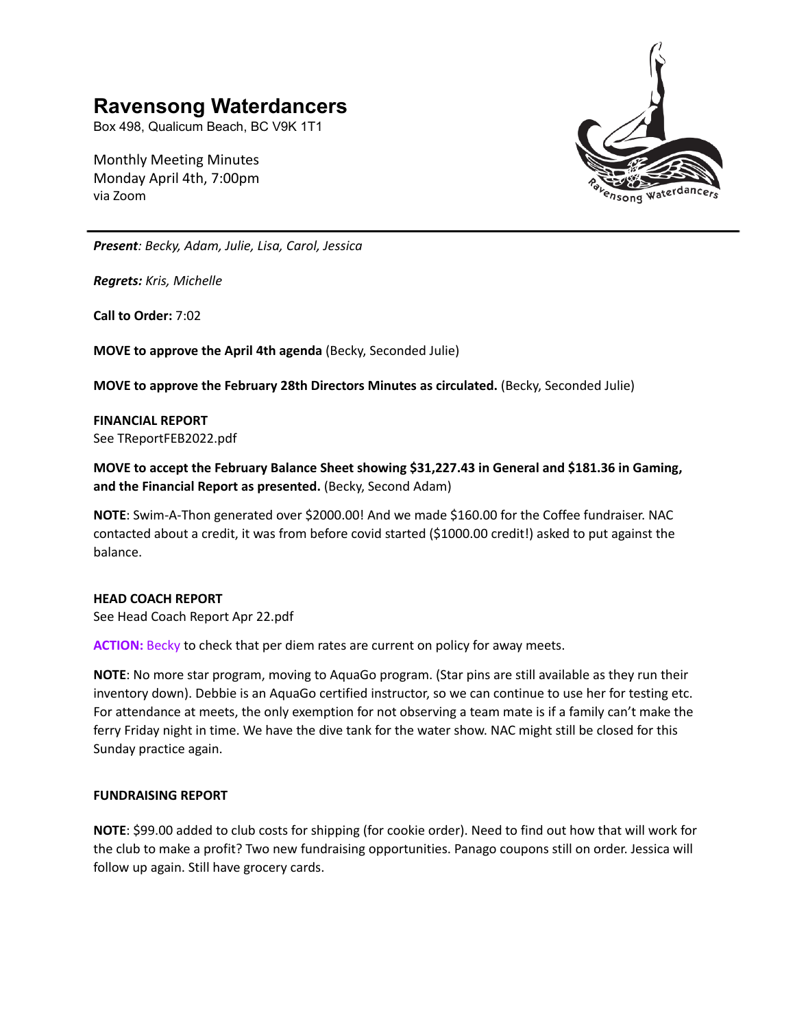# Ravensong Waterdancers

Box 498, Qualicum Beach, BC V9K 1T1

Monthly Meeting Minutes
Monday April 4th, 7:00pm
via Zoom

---

***Present**: Becky, Adam, Julie, Lisa, Carol, Jessica*

***Regrets:** Kris, Michelle*

**Call to Order:** 7:02

**MOVE to approve the April 4th agenda** (Becky, Seconded Julie)

**MOVE to approve the February 28th Directors Minutes as circulated.** (Becky, Seconded Julie)

**FINANCIAL REPORT**
See TReportFEB2022.pdf

**MOVE to accept the February Balance Sheet showing $31,227.43 in General and $181.36 in Gaming, and the Financial Report as presented.** (Becky, Second Adam)

**NOTE**: Swim-A-Thon generated over $2000.00! And we made $160.00 for the Coffee fundraiser. NAC contacted about a credit, it was from before covid started ($1000.00 credit!) asked to put against the balance.

**HEAD COACH REPORT**
See Head Coach Report Apr 22.pdf

**ACTION:** Becky to check that per diem rates are current on policy for away meets.

**NOTE**: No more star program, moving to AquaGo program. (Star pins are still available as they run their inventory down). Debbie is an AquaGo certified instructor, so we can continue to use her for testing etc. For attendance at meets, the only exemption for not observing a team mate is if a family can't make the ferry Friday night in time. We have the dive tank for the water show. NAC might still be closed for this Sunday practice again.

**FUNDRAISING REPORT**

**NOTE**: $99.00 added to club costs for shipping (for cookie order). Need to find out how that will work for the club to make a profit? Two new fundraising opportunities. Panago coupons still on order. Jessica will follow up again. Still have grocery cards.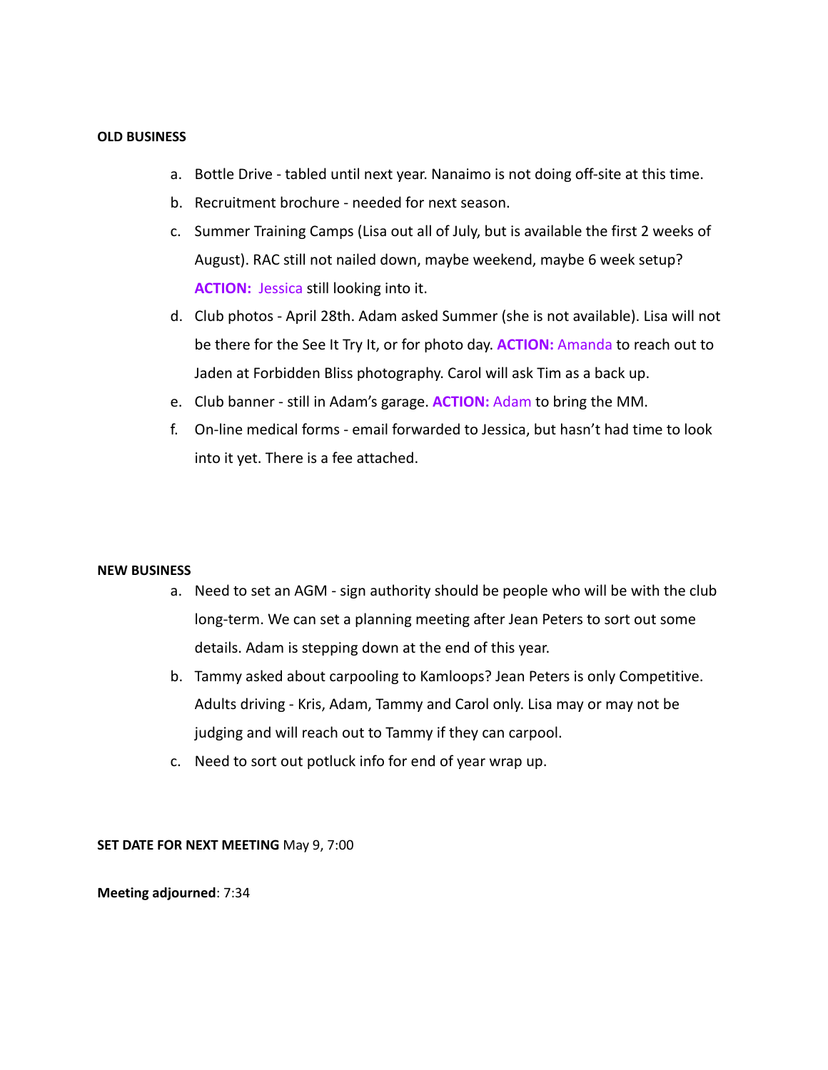**OLD BUSINESS**

a. Bottle Drive - tabled until next year. Nanaimo is not doing off-site at this time.
b. Recruitment brochure - needed for next season.
c. Summer Training Camps (Lisa out all of July, but is available the first 2 weeks of August). RAC still not nailed down, maybe weekend, maybe 6 week setup? **ACTION:** Jessica still looking into it.
d. Club photos - April 28th. Adam asked Summer (she is not available). Lisa will not be there for the See It Try It, or for photo day. **ACTION:** Amanda to reach out to Jaden at Forbidden Bliss photography. Carol will ask Tim as a back up.
e. Club banner - still in Adam's garage. **ACTION:** Adam to bring the MM.
f. On-line medical forms - email forwarded to Jessica, but hasn't had time to look into it yet. There is a fee attached.

**NEW BUSINESS**

a. Need to set an AGM - sign authority should be people who will be with the club long-term. We can set a planning meeting after Jean Peters to sort out some details. Adam is stepping down at the end of this year.
b. Tammy asked about carpooling to Kamloops? Jean Peters is only Competitive. Adults driving - Kris, Adam, Tammy and Carol only. Lisa may or may not be judging and will reach out to Tammy if they can carpool.
c. Need to sort out potluck info for end of year wrap up.

**SET DATE FOR NEXT MEETING** May 9, 7:00

**Meeting adjourned**: 7:34